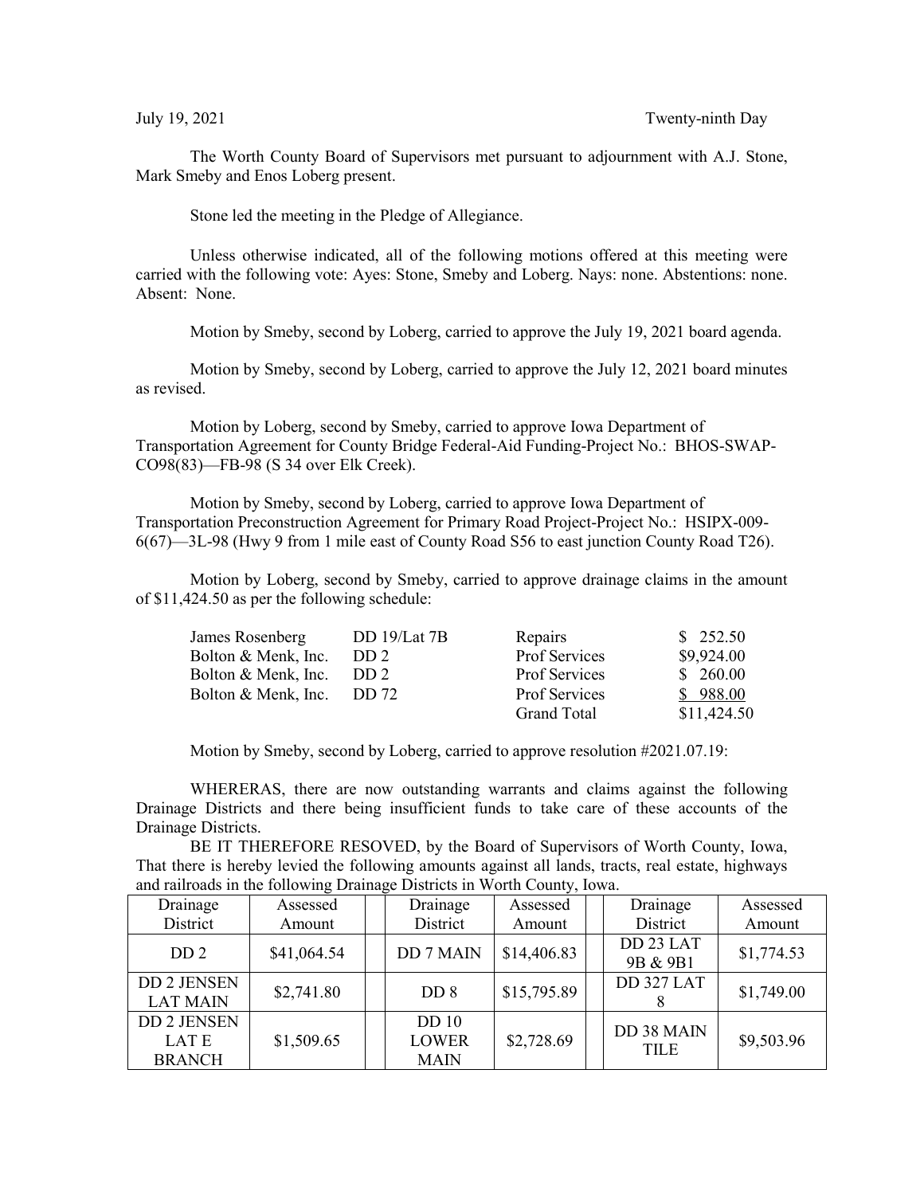July 19, 2021 Twenty-ninth Day

The Worth County Board of Supervisors met pursuant to adjournment with A.J. Stone, Mark Smeby and Enos Loberg present.

Stone led the meeting in the Pledge of Allegiance.

Unless otherwise indicated, all of the following motions offered at this meeting were carried with the following vote: Ayes: Stone, Smeby and Loberg. Nays: none. Abstentions: none. Absent: None.

Motion by Smeby, second by Loberg, carried to approve the July 19, 2021 board agenda.

Motion by Smeby, second by Loberg, carried to approve the July 12, 2021 board minutes as revised.

Motion by Loberg, second by Smeby, carried to approve Iowa Department of Transportation Agreement for County Bridge Federal-Aid Funding-Project No.: BHOS-SWAP-CO98(83)—FB-98 (S 34 over Elk Creek).

Motion by Smeby, second by Loberg, carried to approve Iowa Department of Transportation Preconstruction Agreement for Primary Road Project-Project No.: HSIPX-009-6(67)—3L-98 (Hwy 9 from 1 mile east of County Road S56 to east junction County Road T26).

Motion by Loberg, second by Smeby, carried to approve drainage claims in the amount of $11,424.50 as per the following schedule:

| | | | |
|---|---|---|---|
| James Rosenberg | DD 19/Lat 7B | Repairs | $ 252.50 |
| Bolton & Menk, Inc. | DD 2 | Prof Services | $9,924.00 |
| Bolton & Menk, Inc. | DD 2 | Prof Services | $ 260.00 |
| Bolton & Menk, Inc. | DD 72 | Prof Services | $ 988.00 |
| | | Grand Total | $11,424.50 |

Motion by Smeby, second by Loberg, carried to approve resolution #2021.07.19:

WHERERAS, there are now outstanding warrants and claims against the following Drainage Districts and there being insufficient funds to take care of these accounts of the Drainage Districts.

BE IT THEREFORE RESOVED, by the Board of Supervisors of Worth County, Iowa, That there is hereby levied the following amounts against all lands, tracts, real estate, highways and railroads in the following Drainage Districts in Worth County, Iowa.

| Drainage District | Assessed Amount | | Drainage District | Assessed Amount | | Drainage District | Assessed Amount |
|---|---|---|---|---|---|---|---|
| DD 2 | $41,064.54 | | DD 7 MAIN | $14,406.83 | | DD 23 LAT 9B & 9B1 | $1,774.53 |
| DD 2 JENSEN LAT MAIN | $2,741.80 | | DD 8 | $15,795.89 | | DD 327 LAT 8 | $1,749.00 |
| DD 2 JENSEN LAT E BRANCH | $1,509.65 | | DD 10 LOWER MAIN | $2,728.69 | | DD 38 MAIN TILE | $9,503.96 |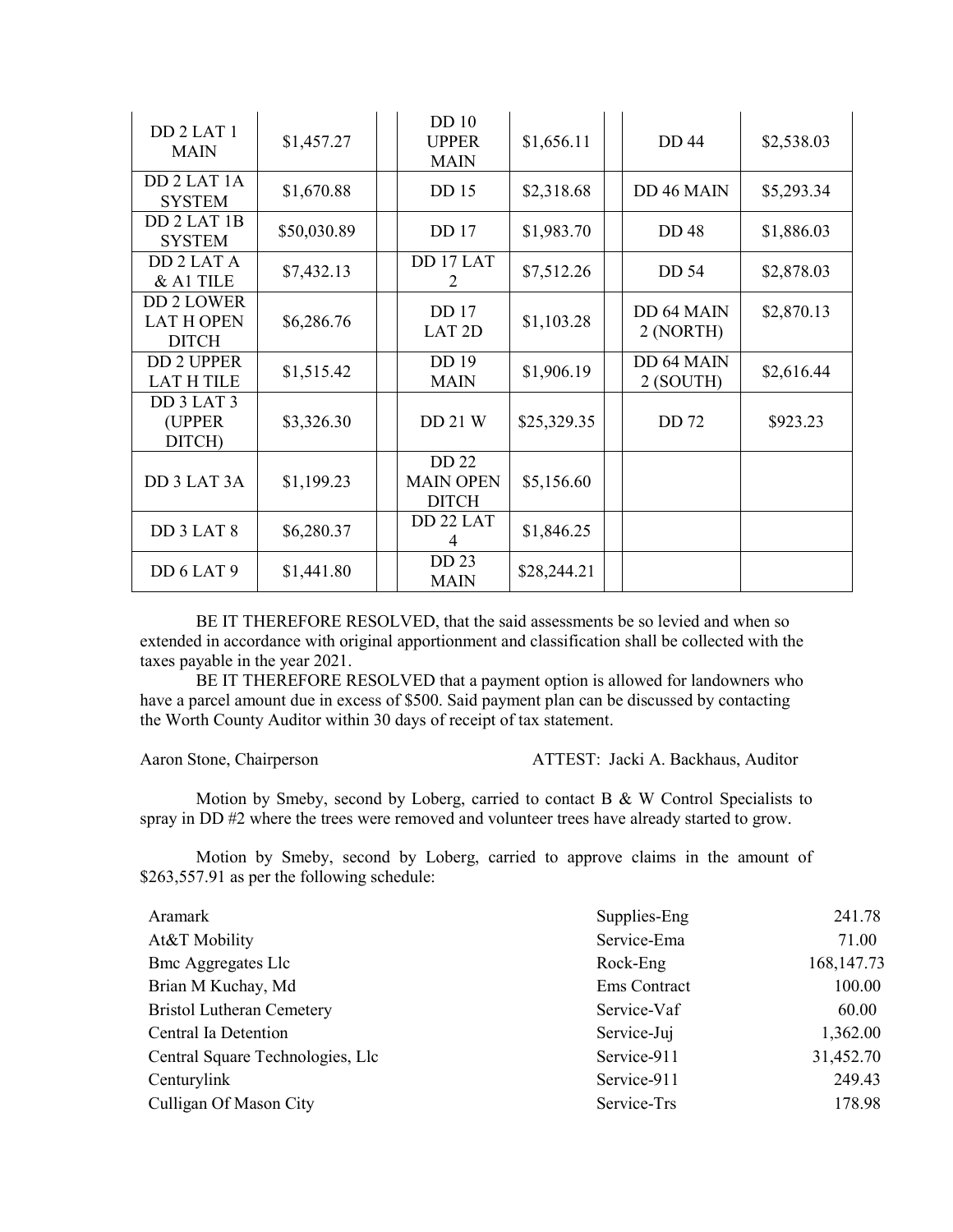| | | | | | | | |
|---|---|---|---|---|---|---|---|
| DD 2 LAT 1 MAIN | $1,457.27 | | DD 10 UPPER MAIN | $1,656.11 | | DD 44 | $2,538.03 |
| DD 2 LAT 1A SYSTEM | $1,670.88 | | DD 15 | $2,318.68 | | DD 46 MAIN | $5,293.34 |
| DD 2 LAT 1B SYSTEM | $50,030.89 | | DD 17 | $1,983.70 | | DD 48 | $1,886.03 |
| DD 2 LAT A & A1 TILE | $7,432.13 | | DD 17 LAT 2 | $7,512.26 | | DD 54 | $2,878.03 |
| DD 2 LOWER LAT H OPEN DITCH | $6,286.76 | | DD 17 LAT 2D | $1,103.28 | | DD 64 MAIN 2 (NORTH) | $2,870.13 |
| DD 2 UPPER LAT H TILE | $1,515.42 | | DD 19 MAIN | $1,906.19 | | DD 64 MAIN 2 (SOUTH) | $2,616.44 |
| DD 3 LAT 3 (UPPER DITCH) | $3,326.30 | | DD 21 W | $25,329.35 | | DD 72 | $923.23 |
| DD 3 LAT 3A | $1,199.23 | | DD 22 MAIN OPEN DITCH | $5,156.60 | | | |
| DD 3 LAT 8 | $6,280.37 | | DD 22 LAT 4 | $1,846.25 | | | |
| DD 6 LAT 9 | $1,441.80 | | DD 23 MAIN | $28,244.21 | | | |

BE IT THEREFORE RESOLVED, that the said assessments be so levied and when so extended in accordance with original apportionment and classification shall be collected with the taxes payable in the year 2021.

BE IT THEREFORE RESOLVED that a payment option is allowed for landowners who have a parcel amount due in excess of $500. Said payment plan can be discussed by contacting the Worth County Auditor within 30 days of receipt of tax statement.

Aaron Stone, Chairperson    ATTEST: Jacki A. Backhaus, Auditor

Motion by Smeby, second by Loberg, carried to contact B & W Control Specialists to spray in DD #2 where the trees were removed and volunteer trees have already started to grow.

Motion by Smeby, second by Loberg, carried to approve claims in the amount of $263,557.91 as per the following schedule:

| | | |
|---|---|---|
| Aramark | Supplies-Eng | 241.78 |
| At&T Mobility | Service-Ema | 71.00 |
| Bmc Aggregates Llc | Rock-Eng | 168,147.73 |
| Brian M Kuchay, Md | Ems Contract | 100.00 |
| Bristol Lutheran Cemetery | Service-Vaf | 60.00 |
| Central Ia Detention | Service-Juj | 1,362.00 |
| Central Square Technologies, Llc | Service-911 | 31,452.70 |
| Centurylink | Service-911 | 249.43 |
| Culligan Of Mason City | Service-Trs | 178.98 |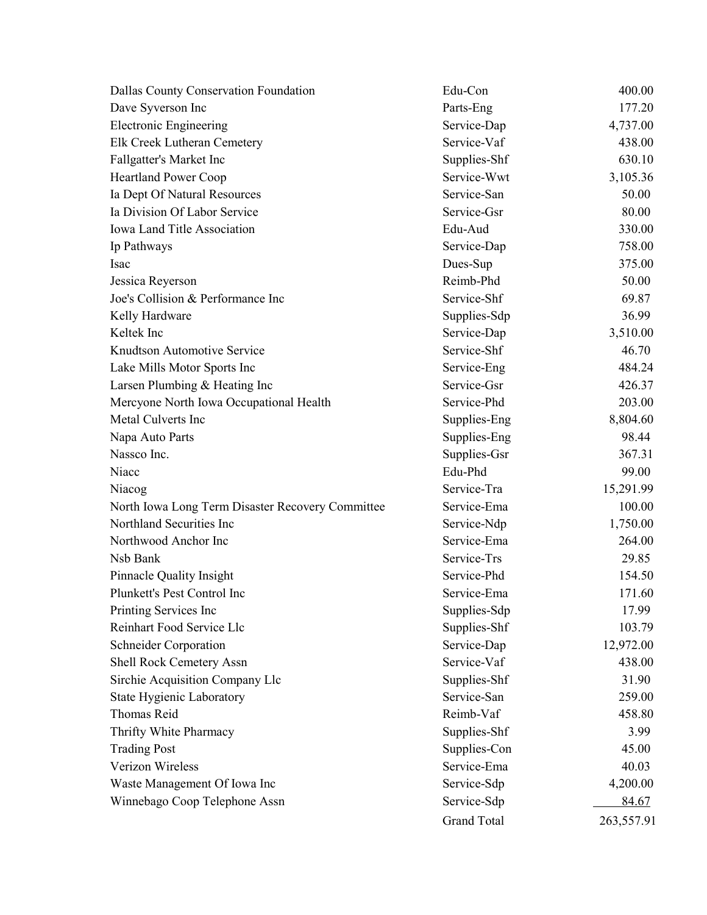| | | |
|---|---|---|
| Dallas County Conservation Foundation | Edu-Con | 400.00 |
| Dave Syverson Inc | Parts-Eng | 177.20 |
| Electronic Engineering | Service-Dap | 4,737.00 |
| Elk Creek Lutheran Cemetery | Service-Vaf | 438.00 |
| Fallgatter's Market Inc | Supplies-Shf | 630.10 |
| Heartland Power Coop | Service-Wwt | 3,105.36 |
| Ia Dept Of Natural Resources | Service-San | 50.00 |
| Ia Division Of Labor Service | Service-Gsr | 80.00 |
| Iowa Land Title Association | Edu-Aud | 330.00 |
| Ip Pathways | Service-Dap | 758.00 |
| Isac | Dues-Sup | 375.00 |
| Jessica Reyerson | Reimb-Phd | 50.00 |
| Joe's Collision & Performance Inc | Service-Shf | 69.87 |
| Kelly Hardware | Supplies-Sdp | 36.99 |
| Keltek Inc | Service-Dap | 3,510.00 |
| Knudtson Automotive Service | Service-Shf | 46.70 |
| Lake Mills Motor Sports Inc | Service-Eng | 484.24 |
| Larsen Plumbing & Heating Inc | Service-Gsr | 426.37 |
| Mercyone North Iowa Occupational Health | Service-Phd | 203.00 |
| Metal Culverts Inc | Supplies-Eng | 8,804.60 |
| Napa Auto Parts | Supplies-Eng | 98.44 |
| Nassco Inc. | Supplies-Gsr | 367.31 |
| Niacc | Edu-Phd | 99.00 |
| Niacog | Service-Tra | 15,291.99 |
| North Iowa Long Term Disaster Recovery Committee | Service-Ema | 100.00 |
| Northland Securities Inc | Service-Ndp | 1,750.00 |
| Northwood Anchor Inc | Service-Ema | 264.00 |
| Nsb Bank | Service-Trs | 29.85 |
| Pinnacle Quality Insight | Service-Phd | 154.50 |
| Plunkett's Pest Control Inc | Service-Ema | 171.60 |
| Printing Services Inc | Supplies-Sdp | 17.99 |
| Reinhart Food Service Llc | Supplies-Shf | 103.79 |
| Schneider Corporation | Service-Dap | 12,972.00 |
| Shell Rock Cemetery Assn | Service-Vaf | 438.00 |
| Sirchie Acquisition Company Llc | Supplies-Shf | 31.90 |
| State Hygienic Laboratory | Service-San | 259.00 |
| Thomas Reid | Reimb-Vaf | 458.80 |
| Thrifty White Pharmacy | Supplies-Shf | 3.99 |
| Trading Post | Supplies-Con | 45.00 |
| Verizon Wireless | Service-Ema | 40.03 |
| Waste Management Of Iowa Inc | Service-Sdp | 4,200.00 |
| Winnebago Coop Telephone Assn | Service-Sdp | 84.67 |
| | Grand Total | 263,557.91 |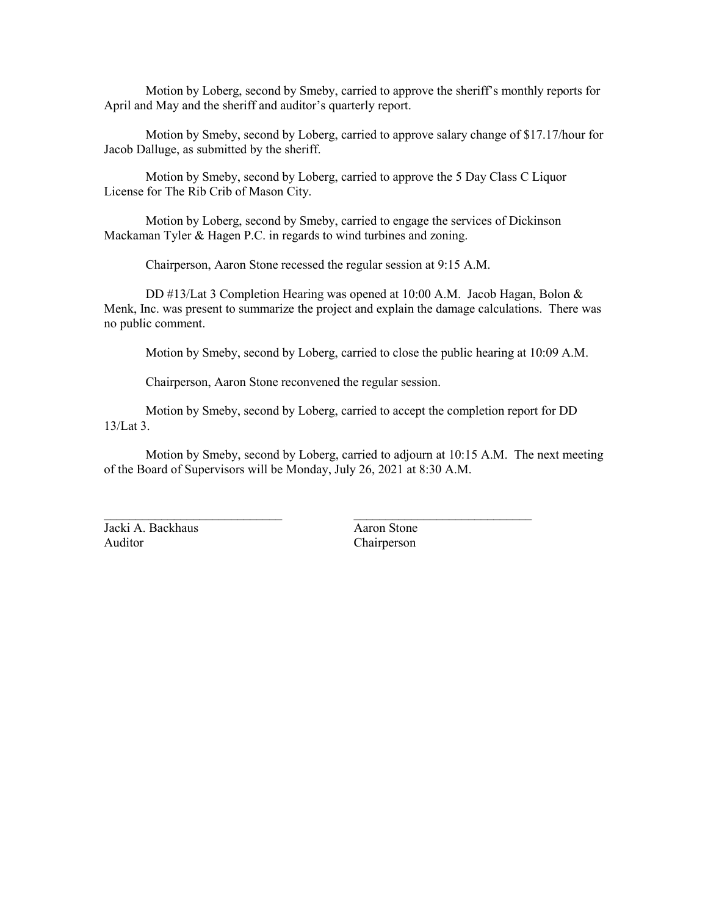Motion by Loberg, second by Smeby, carried to approve the sheriff's monthly reports for April and May and the sheriff and auditor's quarterly report.

Motion by Smeby, second by Loberg, carried to approve salary change of $17.17/hour for Jacob Dalluge, as submitted by the sheriff.

Motion by Smeby, second by Loberg, carried to approve the 5 Day Class C Liquor License for The Rib Crib of Mason City.

Motion by Loberg, second by Smeby, carried to engage the services of Dickinson Mackaman Tyler & Hagen P.C. in regards to wind turbines and zoning.

Chairperson, Aaron Stone recessed the regular session at 9:15 A.M.

DD #13/Lat 3 Completion Hearing was opened at 10:00 A.M. Jacob Hagan, Bolon & Menk, Inc. was present to summarize the project and explain the damage calculations. There was no public comment.

Motion by Smeby, second by Loberg, carried to close the public hearing at 10:09 A.M.

Chairperson, Aaron Stone reconvened the regular session.

Motion by Smeby, second by Loberg, carried to accept the completion report for DD 13/Lat 3.

Motion by Smeby, second by Loberg, carried to adjourn at 10:15 A.M. The next meeting of the Board of Supervisors will be Monday, July 26, 2021 at 8:30 A.M.

_____________________________ _____________________________

Jacki A. Backhaus
Auditor

Aaron Stone
Chairperson